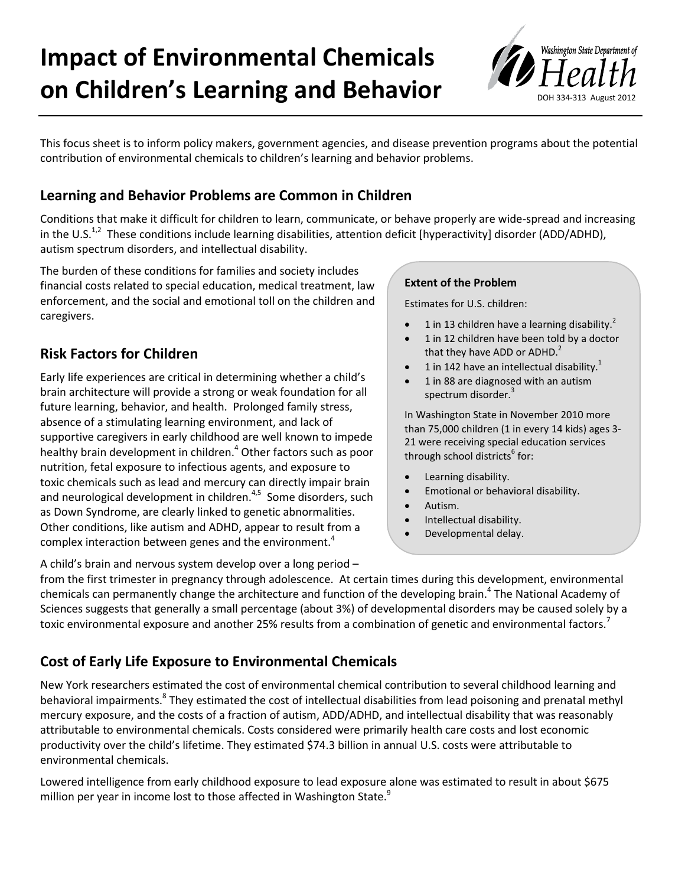# Impact of Environmental Chemicals on Children's Learning and Behavior

Washington State Department of Health

DOH 334-313 August 2012

This focus sheet is to inform policy makers, government agencies, and disease prevention programs about the potential contribution of environmental chemicals to children's learning and behavior problems.

## Learning and Behavior Problems are Common in Children

Conditions that make it difficult for children to learn, communicate, or behave properly are wide-spread and increasing in the U.S.[1,2] These conditions include learning disabilities, attention deficit [hyperactivity] disorder (ADD/ADHD), autism spectrum disorders, and intellectual disability.

The burden of these conditions for families and society includes financial costs related to special education, medical treatment, law enforcement, and the social and emotional toll on the children and caregivers.

**Extent of the Problem**

Estimates for U.S. children:

- 1 in 13 children have a learning disability.[2]
- 1 in 12 children have been told by a doctor that they have ADD or ADHD.[2]
- 1 in 142 have an intellectual disability.[1]
- 1 in 88 are diagnosed with an autism spectrum disorder.[3]

In Washington State in November 2010 more than 75,000 children (1 in every 14 kids) ages 3-21 were receiving special education services through school districts[6] for:

- Learning disability.
- Emotional or behavioral disability.
- Autism.
- Intellectual disability.
- Developmental delay.

## Risk Factors for Children

Early life experiences are critical in determining whether a child's brain architecture will provide a strong or weak foundation for all future learning, behavior, and health. Prolonged family stress, absence of a stimulating learning environment, and lack of supportive caregivers in early childhood are well known to impede healthy brain development in children.[4] Other factors such as poor nutrition, fetal exposure to infectious agents, and exposure to toxic chemicals such as lead and mercury can directly impair brain and neurological development in children.[4,5] Some disorders, such as Down Syndrome, are clearly linked to genetic abnormalities. Other conditions, like autism and ADHD, appear to result from a complex interaction between genes and the environment.[4]

A child's brain and nervous system develop over a long period – from the first trimester in pregnancy through adolescence. At certain times during this development, environmental chemicals can permanently change the architecture and function of the developing brain.[4] The National Academy of Sciences suggests that generally a small percentage (about 3%) of developmental disorders may be caused solely by a toxic environmental exposure and another 25% results from a combination of genetic and environmental factors.[7]

## Cost of Early Life Exposure to Environmental Chemicals

New York researchers estimated the cost of environmental chemical contribution to several childhood learning and behavioral impairments.[8] They estimated the cost of intellectual disabilities from lead poisoning and prenatal methyl mercury exposure, and the costs of a fraction of autism, ADD/ADHD, and intellectual disability that was reasonably attributable to environmental chemicals. Costs considered were primarily health care costs and lost economic productivity over the child's lifetime. They estimated $74.3 billion in annual U.S. costs were attributable to environmental chemicals.

Lowered intelligence from early childhood exposure to lead exposure alone was estimated to result in about $675 million per year in income lost to those affected in Washington State.[9]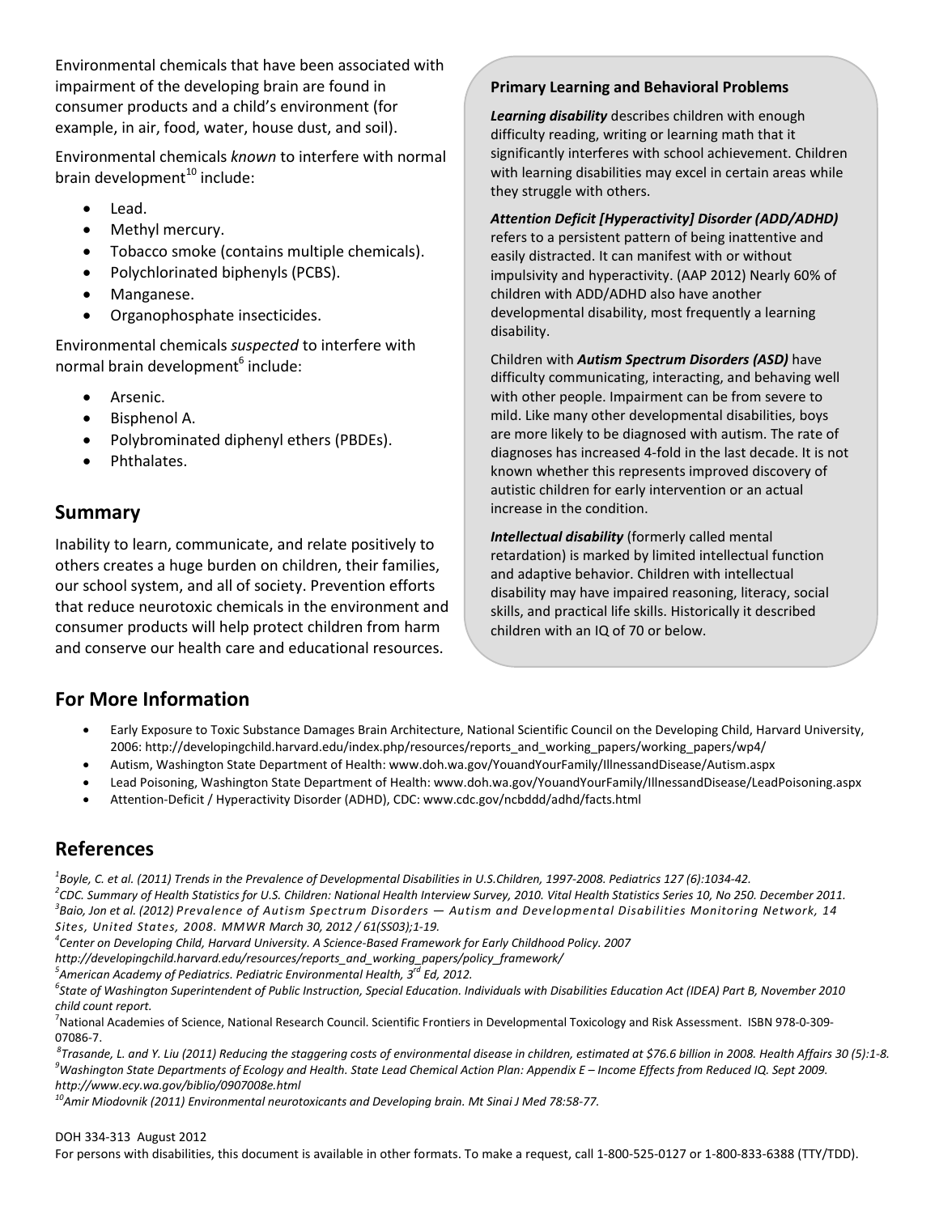Environmental chemicals that have been associated with impairment of the developing brain are found in consumer products and a child's environment (for example, in air, food, water, house dust, and soil).

Environmental chemicals *known* to interfere with normal brain development[10] include:

- Lead.
- Methyl mercury.
- Tobacco smoke (contains multiple chemicals).
- Polychlorinated biphenyls (PCBS).
- Manganese.
- Organophosphate insecticides.

Environmental chemicals *suspected* to interfere with normal brain development[6] include:

- Arsenic.
- Bisphenol A.
- Polybrominated diphenyl ethers (PBDEs).
- Phthalates.

## Summary

Inability to learn, communicate, and relate positively to others creates a huge burden on children, their families, our school system, and all of society. Prevention efforts that reduce neurotoxic chemicals in the environment and consumer products will help protect children from harm and conserve our health care and educational resources.

### Primary Learning and Behavioral Problems

***Learning disability*** describes children with enough difficulty reading, writing or learning math that it significantly interferes with school achievement. Children with learning disabilities may excel in certain areas while they struggle with others.

***Attention Deficit [Hyperactivity] Disorder (ADD/ADHD)*** refers to a persistent pattern of being inattentive and easily distracted. It can manifest with or without impulsivity and hyperactivity. (AAP 2012) Nearly 60% of children with ADD/ADHD also have another developmental disability, most frequently a learning disability.

Children with ***Autism Spectrum Disorders (ASD)*** have difficulty communicating, interacting, and behaving well with other people. Impairment can be from severe to mild. Like many other developmental disabilities, boys are more likely to be diagnosed with autism. The rate of diagnoses has increased 4-fold in the last decade. It is not known whether this represents improved discovery of autistic children for early intervention or an actual increase in the condition.

***Intellectual disability*** (formerly called mental retardation) is marked by limited intellectual function and adaptive behavior. Children with intellectual disability may have impaired reasoning, literacy, social skills, and practical life skills. Historically it described children with an IQ of 70 or below.

## For More Information

- Early Exposure to Toxic Substance Damages Brain Architecture, National Scientific Council on the Developing Child, Harvard University, 2006: http://developingchild.harvard.edu/index.php/resources/reports_and_working_papers/working_papers/wp4/
- Autism, Washington State Department of Health: www.doh.wa.gov/YouandYourFamily/IllnessandDisease/Autism.aspx
- Lead Poisoning, Washington State Department of Health: www.doh.wa.gov/YouandYourFamily/IllnessandDisease/LeadPoisoning.aspx
- Attention-Deficit / Hyperactivity Disorder (ADHD), CDC: www.cdc.gov/ncbddd/adhd/facts.html

## References

[1] *Boyle, C. et al. (2011) Trends in the Prevalence of Developmental Disabilities in U.S.Children, 1997-2008. Pediatrics 127 (6):1034-42.*

[2] *CDC. Summary of Health Statistics for U.S. Children: National Health Interview Survey, 2010. Vital Health Statistics Series 10, No 250. December 2011.*

[3] *Baio, Jon et al. (2012) Prevalence of Autism Spectrum Disorders — Autism and Developmental Disabilities Monitoring Network, 14 Sites, United States, 2008. MMWR March 30, 2012 / 61(SS03);1-19.*

[4] *Center on Developing Child, Harvard University. A Science-Based Framework for Early Childhood Policy. 2007 http://developingchild.harvard.edu/resources/reports_and_working_papers/policy_framework/*

[5] *American Academy of Pediatrics. Pediatric Environmental Health, 3rd Ed, 2012.*

[6] *State of Washington Superintendent of Public Instruction, Special Education. Individuals with Disabilities Education Act (IDEA) Part B, November 2010 child count report.*

[7] National Academies of Science, National Research Council. Scientific Frontiers in Developmental Toxicology and Risk Assessment. ISBN 978-0-309-07086-7.

[8] *Trasande, L. and Y. Liu (2011) Reducing the staggering costs of environmental disease in children, estimated at $76.6 billion in 2008. Health Affairs 30 (5):1-8.*

[9] *Washington State Departments of Ecology and Health. State Lead Chemical Action Plan: Appendix E – Income Effects from Reduced IQ. Sept 2009. http://www.ecy.wa.gov/biblio/0907008e.html*

[10] *Amir Miodovnik (2011) Environmental neurotoxicants and Developing brain. Mt Sinai J Med 78:58-77.*

DOH 334-313 August 2012

For persons with disabilities, this document is available in other formats. To make a request, call 1-800-525-0127 or 1-800-833-6388 (TTY/TDD).